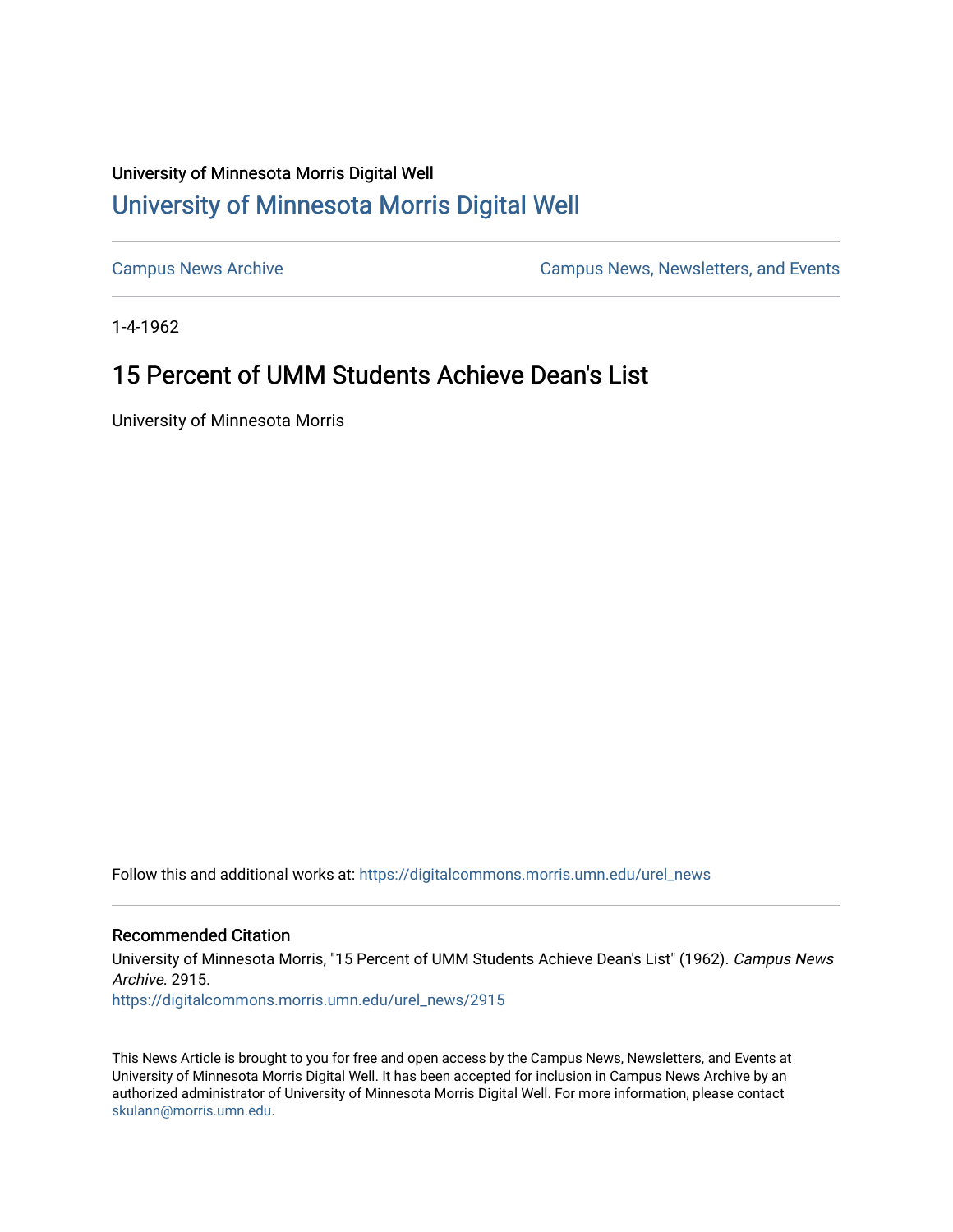University of Minnesota Morris Digital Well

## University of Minnesota Morris Digital Well

Campus News Archive

Campus News, Newsletters, and Events

1-4-1962

# 15 Percent of UMM Students Achieve Dean's List

University of Minnesota Morris

Follow this and additional works at: https://digitalcommons.morris.umn.edu/urel_news

### Recommended Citation

University of Minnesota Morris, "15 Percent of UMM Students Achieve Dean's List" (1962). *Campus News Archive*. 2915.
https://digitalcommons.morris.umn.edu/urel_news/2915

This News Article is brought to you for free and open access by the Campus News, Newsletters, and Events at University of Minnesota Morris Digital Well. It has been accepted for inclusion in Campus News Archive by an authorized administrator of University of Minnesota Morris Digital Well. For more information, please contact skulann@morris.umn.edu.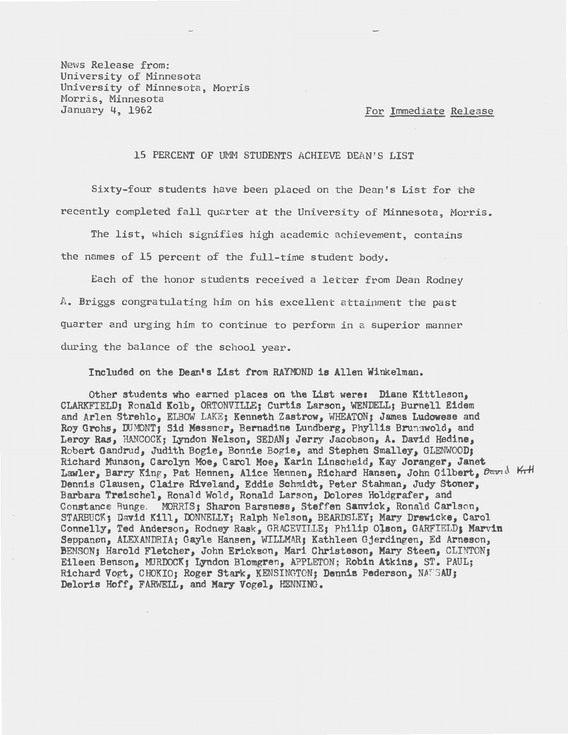News Release from:
University of Minnesota
University of Minnesota, Morris
Morris, Minnesota
January 4, 1962

For Immediate Release

## 15 PERCENT OF UMM STUDENTS ACHIEVE DEAN'S LIST

Sixty-four students have been placed on the Dean's List for the recently completed fall quarter at the University of Minnesota, Morris.

The list, which signifies high academic achievement, contains the names of 15 percent of the full-time student body.

Each of the honor students received a letter from Dean Rodney A. Briggs congratulating him on his excellent attainment the past quarter and urging him to continue to perform in a superior manner during the balance of the school year.

Included on the Dean's List from RAYMOND is Allen Winkelman.

Other students who earned places on the List were: Diane Kittleson, CLARKFIELD; Ronald Kolb, ORTONVILLE; Curtis Larson, WENDELL; Burnell Eidem and Arlen Strehlo, ELBOW LAKE; Kenneth Zastrow, WHEATON; James Ludowese and Roy Grohs, DUMONT; Sid Messner, Bernadine Lundberg, Phyllis Brunswold, and Leroy Ras, HANCOCK; Lyndon Nelson, SEDAN; Jerry Jacobson, A. David Hedine, Robert Gandrud, Judith Bogie, Bonnie Bogie, and Stephen Smalley, GLENWOOD; Richard Munson, Carolyn Moe, Carol Moe, Karin Linscheid, Kay Joranger, Janet Lawler, Barry King, Pat Hennen, Alice Hennen, Richard Hansen, John Gilbert, David Kill Dennis Clausen, Claire Riveland, Eddie Schmidt, Peter Stahman, Judy Stoner, Barbara Treischel, Ronald Wold, Ronald Larson, Dolores Holdgrafer, and Constance Bunge. MORRIS; Sharon Barsness, Steffen Sanvick, Ronald Carlson, STARBUCK; David Kill, DONNELLY; Ralph Nelson, BEARDSLEY; Mary Drewicke, Carol Connelly, Ted Anderson, Rodney Rask, GRACEVILLE; Philip Olson, GARFIELD; Marvin Seppanen, ALEXANDRIA; Gayle Hansen, WILLMAR; Kathleen Gjerdingen, Ed Arneson, BENSON; Harold Fletcher, John Erickson, Mari Christeson, Mary Steen, CLINTON; Eileen Benson, MURDOCK; Lyndon Blomgren, APPLETON; Robin Atkins, ST. PAUL; Richard Vogt, CHOKIO; Roger Stark, KENSINGTON; Dennis Pederson, NASSAU; Deloris Hoff, FARWELL, and Mary Vogel, HENNING.